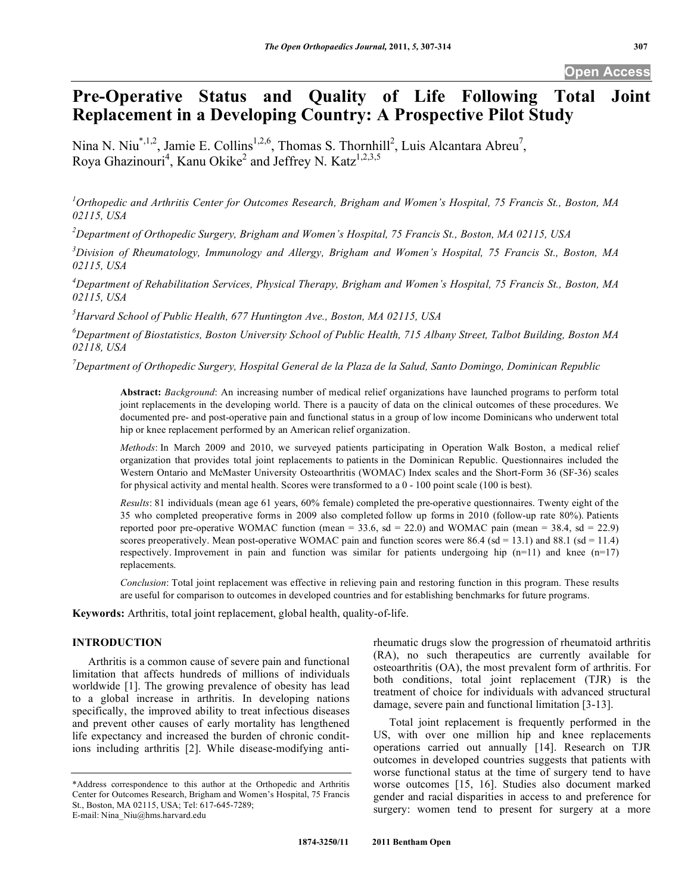# Pre-Operative Status and Quality of Life Following Total Joint Replacement in a Developing Country: A Prospective Pilot Study

Nina N. Niu[*,1,2], Jamie E. Collins[1,2,6], Thomas S. Thornhill[2], Luis Alcantara Abreu[7], Roya Ghazinouri[4], Kanu Okike[2] and Jeffrey N. Katz[1,2,3,5]

[1]Orthopedic and Arthritis Center for Outcomes Research, Brigham and Women's Hospital, 75 Francis St., Boston, MA 02115, USA

[2]Department of Orthopedic Surgery, Brigham and Women's Hospital, 75 Francis St., Boston, MA 02115, USA

[3]Division of Rheumatology, Immunology and Allergy, Brigham and Women's Hospital, 75 Francis St., Boston, MA 02115, USA

[4]Department of Rehabilitation Services, Physical Therapy, Brigham and Women's Hospital, 75 Francis St., Boston, MA 02115, USA

[5]Harvard School of Public Health, 677 Huntington Ave., Boston, MA 02115, USA

[6]Department of Biostatistics, Boston University School of Public Health, 715 Albany Street, Talbot Building, Boston MA 02118, USA

[7]Department of Orthopedic Surgery, Hospital General de la Plaza de la Salud, Santo Domingo, Dominican Republic

**Abstract:** *Background*: An increasing number of medical relief organizations have launched programs to perform total joint replacements in the developing world. There is a paucity of data on the clinical outcomes of these procedures. We documented pre- and post-operative pain and functional status in a group of low income Dominicans who underwent total hip or knee replacement performed by an American relief organization.

*Methods*: In March 2009 and 2010, we surveyed patients participating in Operation Walk Boston, a medical relief organization that provides total joint replacements to patients in the Dominican Republic. Questionnaires included the Western Ontario and McMaster University Osteoarthritis (WOMAC) Index scales and the Short-Form 36 (SF-36) scales for physical activity and mental health. Scores were transformed to a 0 - 100 point scale (100 is best).

*Results*: 81 individuals (mean age 61 years, 60% female) completed the pre-operative questionnaires. Twenty eight of the 35 who completed preoperative forms in 2009 also completed follow up forms in 2010 (follow-up rate 80%). Patients reported poor pre-operative WOMAC function (mean = 33.6, sd = 22.0) and WOMAC pain (mean = 38.4, sd = 22.9) scores preoperatively. Mean post-operative WOMAC pain and function scores were 86.4 (sd = 13.1) and 88.1 (sd = 11.4) respectively. Improvement in pain and function was similar for patients undergoing hip (n=11) and knee (n=17) replacements.

*Conclusion*: Total joint replacement was effective in relieving pain and restoring function in this program. These results are useful for comparison to outcomes in developed countries and for establishing benchmarks for future programs.

**Keywords:** Arthritis, total joint replacement, global health, quality-of-life.

## INTRODUCTION

Arthritis is a common cause of severe pain and functional limitation that affects hundreds of millions of individuals worldwide [1]. The growing prevalence of obesity has lead to a global increase in arthritis. In developing nations specifically, the improved ability to treat infectious diseases and prevent other causes of early mortality has lengthened life expectancy and increased the burden of chronic conditions including arthritis [2]. While disease-modifying anti-rheumatic drugs slow the progression of rheumatoid arthritis (RA), no such therapeutics are currently available for osteoarthritis (OA), the most prevalent form of arthritis. For both conditions, total joint replacement (TJR) is the treatment of choice for individuals with advanced structural damage, severe pain and functional limitation [3-13].

Total joint replacement is frequently performed in the US, with over one million hip and knee replacements operations carried out annually [14]. Research on TJR outcomes in developed countries suggests that patients with worse functional status at the time of surgery tend to have worse outcomes [15, 16]. Studies also document marked gender and racial disparities in access to and preference for surgery: women tend to present for surgery at a more

*Address correspondence to this author at the Orthopedic and Arthritis Center for Outcomes Research, Brigham and Women's Hospital, 75 Francis St., Boston, MA 02115, USA; Tel: 617-645-7289; E-mail: Nina_Niu@hms.harvard.edu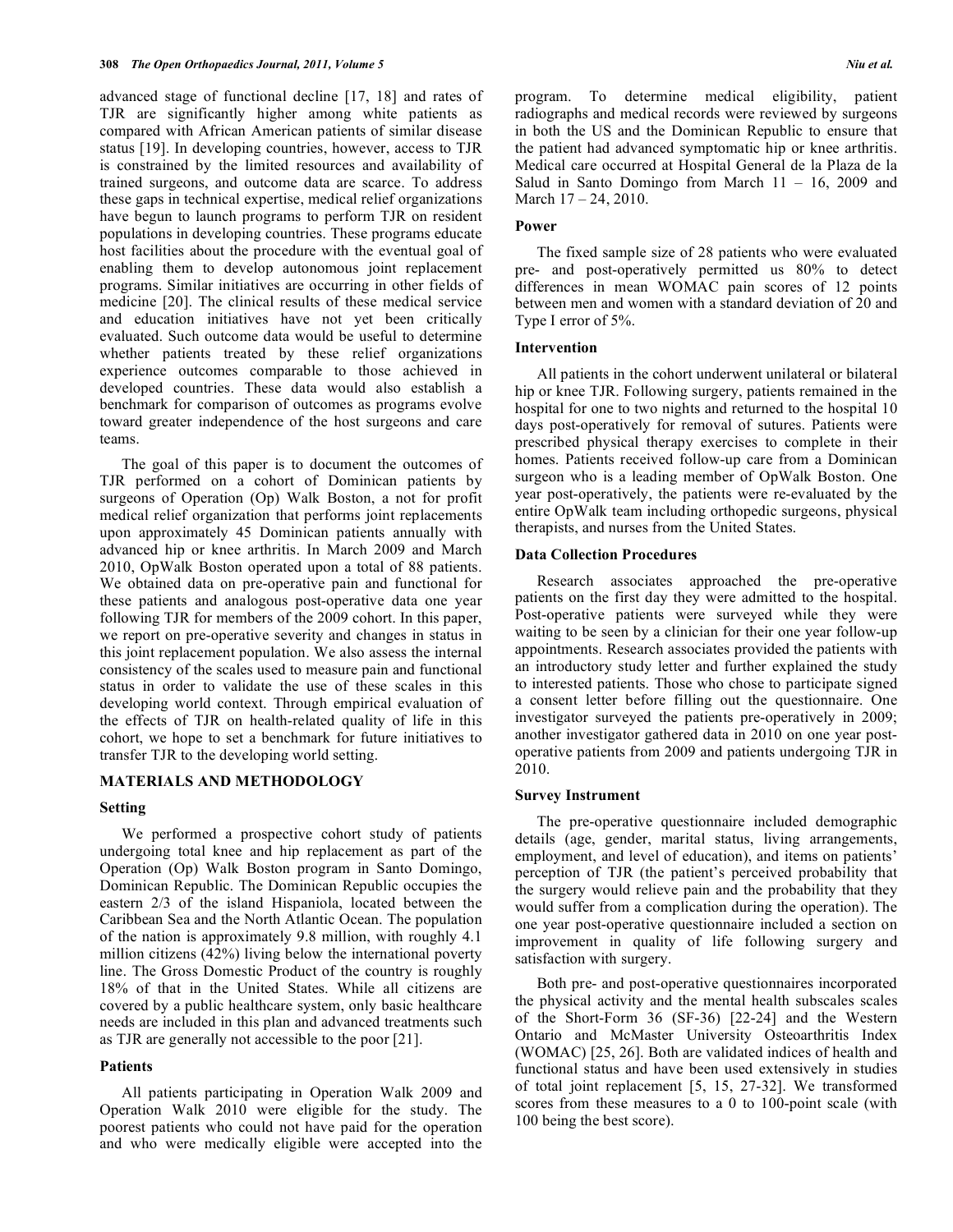advanced stage of functional decline [17, 18] and rates of TJR are significantly higher among white patients as compared with African American patients of similar disease status [19]. In developing countries, however, access to TJR is constrained by the limited resources and availability of trained surgeons, and outcome data are scarce. To address these gaps in technical expertise, medical relief organizations have begun to launch programs to perform TJR on resident populations in developing countries. These programs educate host facilities about the procedure with the eventual goal of enabling them to develop autonomous joint replacement programs. Similar initiatives are occurring in other fields of medicine [20]. The clinical results of these medical service and education initiatives have not yet been critically evaluated. Such outcome data would be useful to determine whether patients treated by these relief organizations experience outcomes comparable to those achieved in developed countries. These data would also establish a benchmark for comparison of outcomes as programs evolve toward greater independence of the host surgeons and care teams.

The goal of this paper is to document the outcomes of TJR performed on a cohort of Dominican patients by surgeons of Operation (Op) Walk Boston, a not for profit medical relief organization that performs joint replacements upon approximately 45 Dominican patients annually with advanced hip or knee arthritis. In March 2009 and March 2010, OpWalk Boston operated upon a total of 88 patients. We obtained data on pre-operative pain and functional for these patients and analogous post-operative data one year following TJR for members of the 2009 cohort. In this paper, we report on pre-operative severity and changes in status in this joint replacement population. We also assess the internal consistency of the scales used to measure pain and functional status in order to validate the use of these scales in this developing world context. Through empirical evaluation of the effects of TJR on health-related quality of life in this cohort, we hope to set a benchmark for future initiatives to transfer TJR to the developing world setting.

## MATERIALS AND METHODOLOGY

### Setting

We performed a prospective cohort study of patients undergoing total knee and hip replacement as part of the Operation (Op) Walk Boston program in Santo Domingo, Dominican Republic. The Dominican Republic occupies the eastern 2/3 of the island Hispaniola, located between the Caribbean Sea and the North Atlantic Ocean. The population of the nation is approximately 9.8 million, with roughly 4.1 million citizens (42%) living below the international poverty line. The Gross Domestic Product of the country is roughly 18% of that in the United States. While all citizens are covered by a public healthcare system, only basic healthcare needs are included in this plan and advanced treatments such as TJR are generally not accessible to the poor [21].

### Patients

All patients participating in Operation Walk 2009 and Operation Walk 2010 were eligible for the study. The poorest patients who could not have paid for the operation and who were medically eligible were accepted into the program. To determine medical eligibility, patient radiographs and medical records were reviewed by surgeons in both the US and the Dominican Republic to ensure that the patient had advanced symptomatic hip or knee arthritis. Medical care occurred at Hospital General de la Plaza de la Salud in Santo Domingo from March 11 – 16, 2009 and March 17 – 24, 2010.

### Power

The fixed sample size of 28 patients who were evaluated pre- and post-operatively permitted us 80% to detect differences in mean WOMAC pain scores of 12 points between men and women with a standard deviation of 20 and Type I error of 5%.

### Intervention

All patients in the cohort underwent unilateral or bilateral hip or knee TJR. Following surgery, patients remained in the hospital for one to two nights and returned to the hospital 10 days post-operatively for removal of sutures. Patients were prescribed physical therapy exercises to complete in their homes. Patients received follow-up care from a Dominican surgeon who is a leading member of OpWalk Boston. One year post-operatively, the patients were re-evaluated by the entire OpWalk team including orthopedic surgeons, physical therapists, and nurses from the United States.

### Data Collection Procedures

Research associates approached the pre-operative patients on the first day they were admitted to the hospital. Post-operative patients were surveyed while they were waiting to be seen by a clinician for their one year follow-up appointments. Research associates provided the patients with an introductory study letter and further explained the study to interested patients. Those who chose to participate signed a consent letter before filling out the questionnaire. One investigator surveyed the patients pre-operatively in 2009; another investigator gathered data in 2010 on one year post-operative patients from 2009 and patients undergoing TJR in 2010.

### Survey Instrument

The pre-operative questionnaire included demographic details (age, gender, marital status, living arrangements, employment, and level of education), and items on patients' perception of TJR (the patient's perceived probability that the surgery would relieve pain and the probability that they would suffer from a complication during the operation). The one year post-operative questionnaire included a section on improvement in quality of life following surgery and satisfaction with surgery.

Both pre- and post-operative questionnaires incorporated the physical activity and the mental health subscales scales of the Short-Form 36 (SF-36) [22-24] and the Western Ontario and McMaster University Osteoarthritis Index (WOMAC) [25, 26]. Both are validated indices of health and functional status and have been used extensively in studies of total joint replacement [5, 15, 27-32]. We transformed scores from these measures to a 0 to 100-point scale (with 100 being the best score).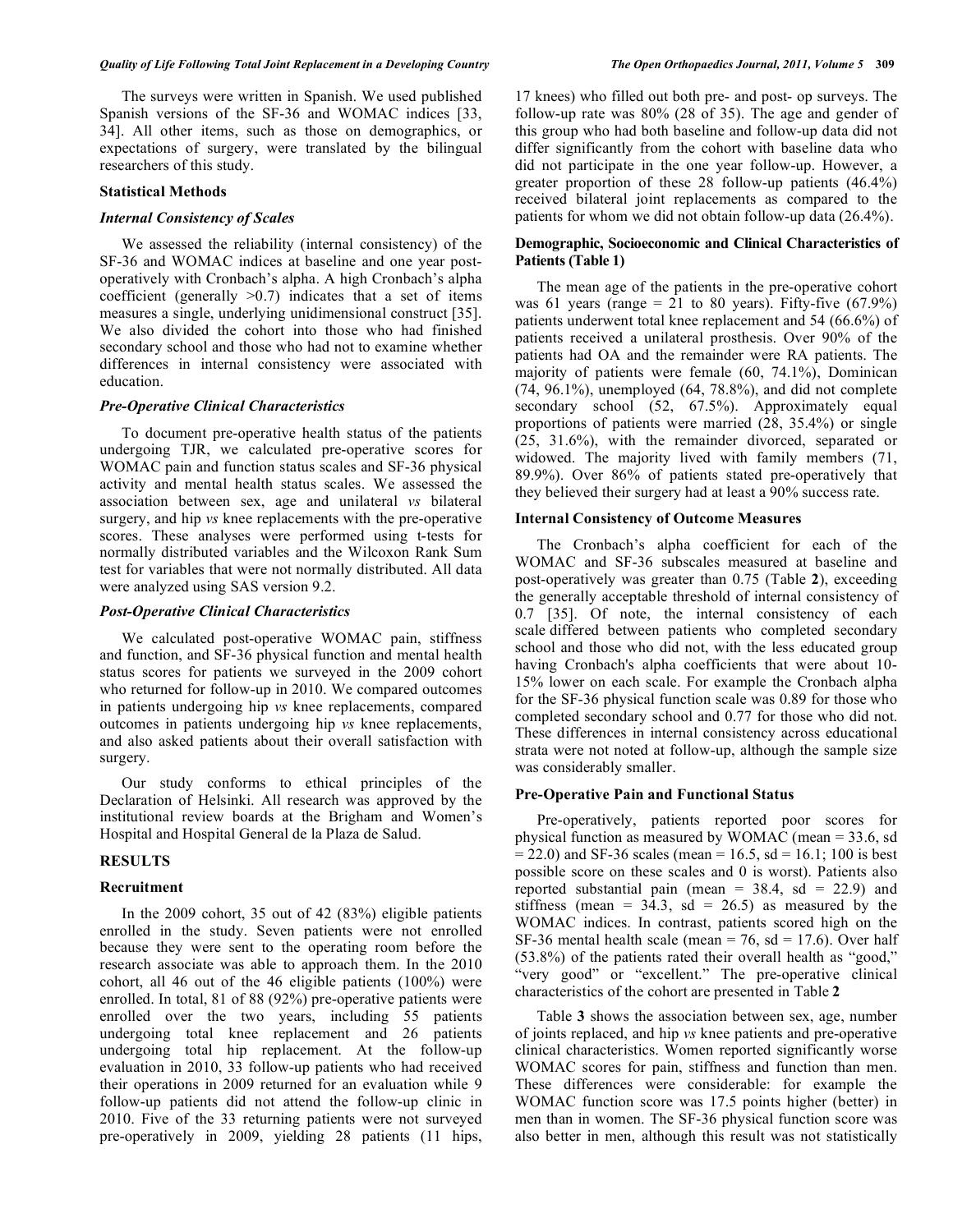The surveys were written in Spanish. We used published Spanish versions of the SF-36 and WOMAC indices [33, 34]. All other items, such as those on demographics, or expectations of surgery, were translated by the bilingual researchers of this study.

### Statistical Methods

#### *Internal Consistency of Scales*

We assessed the reliability (internal consistency) of the SF-36 and WOMAC indices at baseline and one year post-operatively with Cronbach's alpha. A high Cronbach's alpha coefficient (generally >0.7) indicates that a set of items measures a single, underlying unidimensional construct [35]. We also divided the cohort into those who had finished secondary school and those who had not to examine whether differences in internal consistency were associated with education.

#### *Pre-Operative Clinical Characteristics*

To document pre-operative health status of the patients undergoing TJR, we calculated pre-operative scores for WOMAC pain and function status scales and SF-36 physical activity and mental health status scales. We assessed the association between sex, age and unilateral *vs* bilateral surgery, and hip *vs* knee replacements with the pre-operative scores. These analyses were performed using t-tests for normally distributed variables and the Wilcoxon Rank Sum test for variables that were not normally distributed. All data were analyzed using SAS version 9.2.

#### *Post-Operative Clinical Characteristics*

We calculated post-operative WOMAC pain, stiffness and function, and SF-36 physical function and mental health status scores for patients we surveyed in the 2009 cohort who returned for follow-up in 2010. We compared outcomes in patients undergoing hip *vs* knee replacements, compared outcomes in patients undergoing hip *vs* knee replacements, and also asked patients about their overall satisfaction with surgery.

Our study conforms to ethical principles of the Declaration of Helsinki. All research was approved by the institutional review boards at the Brigham and Women's Hospital and Hospital General de la Plaza de Salud.

## RESULTS

### Recruitment

In the 2009 cohort, 35 out of 42 (83%) eligible patients enrolled in the study. Seven patients were not enrolled because they were sent to the operating room before the research associate was able to approach them. In the 2010 cohort, all 46 out of the 46 eligible patients (100%) were enrolled. In total, 81 of 88 (92%) pre-operative patients were enrolled over the two years, including 55 patients undergoing total knee replacement and 26 patients undergoing total hip replacement. At the follow-up evaluation in 2010, 33 follow-up patients who had received their operations in 2009 returned for an evaluation while 9 follow-up patients did not attend the follow-up clinic in 2010. Five of the 33 returning patients were not surveyed pre-operatively in 2009, yielding 28 patients (11 hips, 17 knees) who filled out both pre- and post- op surveys. The follow-up rate was 80% (28 of 35). The age and gender of this group who had both baseline and follow-up data did not differ significantly from the cohort with baseline data who did not participate in the one year follow-up. However, a greater proportion of these 28 follow-up patients (46.4%) received bilateral joint replacements as compared to the patients for whom we did not obtain follow-up data (26.4%).

### Demographic, Socioeconomic and Clinical Characteristics of Patients (Table 1)

The mean age of the patients in the pre-operative cohort was 61 years (range = 21 to 80 years). Fifty-five (67.9%) patients underwent total knee replacement and 54 (66.6%) of patients received a unilateral prosthesis. Over 90% of the patients had OA and the remainder were RA patients. The majority of patients were female (60, 74.1%), Dominican (74, 96.1%), unemployed (64, 78.8%), and did not complete secondary school (52, 67.5%). Approximately equal proportions of patients were married (28, 35.4%) or single (25, 31.6%), with the remainder divorced, separated or widowed. The majority lived with family members (71, 89.9%). Over 86% of patients stated pre-operatively that they believed their surgery had at least a 90% success rate.

### Internal Consistency of Outcome Measures

The Cronbach's alpha coefficient for each of the WOMAC and SF-36 subscales measured at baseline and post-operatively was greater than 0.75 (Table **2**), exceeding the generally acceptable threshold of internal consistency of 0.7 [35]. Of note, the internal consistency of each scale differed between patients who completed secondary school and those who did not, with the less educated group having Cronbach's alpha coefficients that were about 10-15% lower on each scale. For example the Cronbach alpha for the SF-36 physical function scale was 0.89 for those who completed secondary school and 0.77 for those who did not. These differences in internal consistency across educational strata were not noted at follow-up, although the sample size was considerably smaller.

### Pre-Operative Pain and Functional Status

Pre-operatively, patients reported poor scores for physical function as measured by WOMAC (mean = 33.6, sd = 22.0) and SF-36 scales (mean = 16.5, sd = 16.1; 100 is best possible score on these scales and 0 is worst). Patients also reported substantial pain (mean = 38.4, sd = 22.9) and stiffness (mean = 34.3, sd = 26.5) as measured by the WOMAC indices. In contrast, patients scored high on the SF-36 mental health scale (mean = 76, sd = 17.6). Over half (53.8%) of the patients rated their overall health as "good," "very good" or "excellent." The pre-operative clinical characteristics of the cohort are presented in Table **2**

Table **3** shows the association between sex, age, number of joints replaced, and hip *vs* knee patients and pre-operative clinical characteristics. Women reported significantly worse WOMAC scores for pain, stiffness and function than men. These differences were considerable: for example the WOMAC function score was 17.5 points higher (better) in men than in women. The SF-36 physical function score was also better in men, although this result was not statistically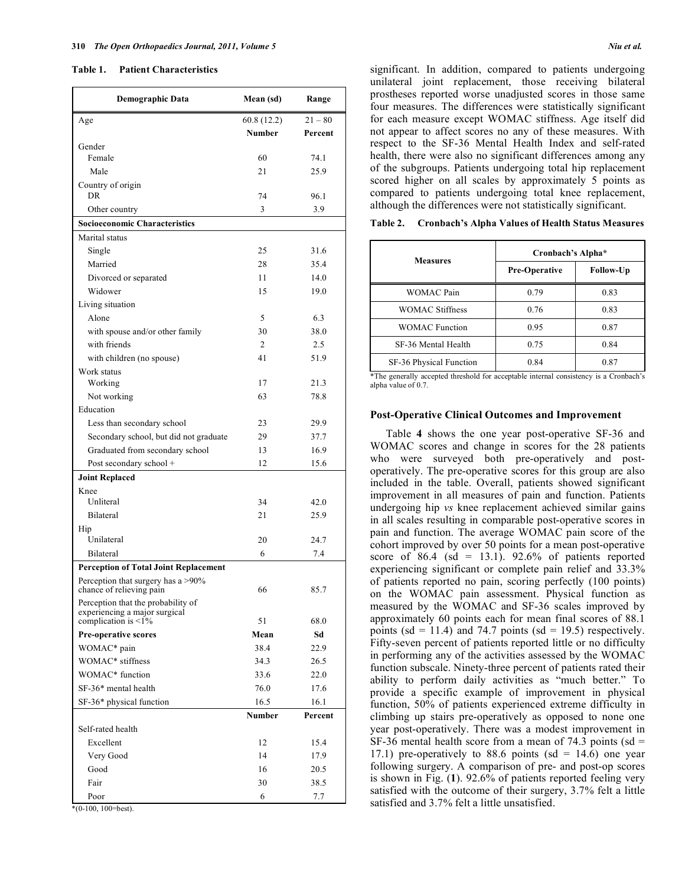**Table 1. Patient Characteristics**

| Demographic Data | Mean (sd) | Range |
|---|---|---|
| Age | 60.8 (12.2) | 21 – 80 |
| | **Number** | **Percent** |
| Gender | | |
| Female | 60 | 74.1 |
| Male | 21 | 25.9 |
| Country of origin | | |
| DR | 74 | 96.1 |
| Other country | 3 | 3.9 |
| **Socioeconomic Characteristics** | | |
| Marital status | | |
| Single | 25 | 31.6 |
| Married | 28 | 35.4 |
| Divorced or separated | 11 | 14.0 |
| Widower | 15 | 19.0 |
| Living situation | | |
| Alone | 5 | 6.3 |
| with spouse and/or other family | 30 | 38.0 |
| with friends | 2 | 2.5 |
| with children (no spouse) | 41 | 51.9 |
| Work status | | |
| Working | 17 | 21.3 |
| Not working | 63 | 78.8 |
| Education | | |
| Less than secondary school | 23 | 29.9 |
| Secondary school, but did not graduate | 29 | 37.7 |
| Graduated from secondary school | 13 | 16.9 |
| Post secondary school + | 12 | 15.6 |
| **Joint Replaced** | | |
| Knee | | |
| Unliteral | 34 | 42.0 |
| Bilateral | 21 | 25.9 |
| Hip | | |
| Unilateral | 20 | 24.7 |
| Bilateral | 6 | 7.4 |
| **Perception of Total Joint Replacement** | | |
| Perception that surgery has a >90% chance of relieving pain | 66 | 85.7 |
| Perception that the probability of experiencing a major surgical complication is <1% | 51 | 68.0 |
| **Pre-operative scores** | **Mean** | **Sd** |
| WOMAC* pain | 38.4 | 22.9 |
| WOMAC* stiffness | 34.3 | 26.5 |
| WOMAC* function | 33.6 | 22.0 |
| SF-36* mental health | 76.0 | 17.6 |
| SF-36* physical function | 16.5 | 16.1 |
| | **Number** | **Percent** |
| Self-rated health | | |
| Excellent | 12 | 15.4 |
| Very Good | 14 | 17.9 |
| Good | 16 | 20.5 |
| Fair | 30 | 38.5 |
| Poor | 6 | 7.7 |

*(0-100, 100=best).

significant. In addition, compared to patients undergoing unilateral joint replacement, those receiving bilateral prostheses reported worse unadjusted scores in those same four measures. The differences were statistically significant for each measure except WOMAC stiffness. Age itself did not appear to affect scores no any of these measures. With respect to the SF-36 Mental Health Index and self-rated health, there were also no significant differences among any of the subgroups. Patients undergoing total hip replacement scored higher on all scales by approximately 5 points as compared to patients undergoing total knee replacement, although the differences were not statistically significant.

**Table 2. Cronbach's Alpha Values of Health Status Measures**

| Measures | Cronbach's Alpha* | |
|---|---|---|
| | Pre-Operative | Follow-Up |
| WOMAC Pain | 0.79 | 0.83 |
| WOMAC Stiffness | 0.76 | 0.83 |
| WOMAC Function | 0.95 | 0.87 |
| SF-36 Mental Health | 0.75 | 0.84 |
| SF-36 Physical Function | 0.84 | 0.87 |

*The generally accepted threshold for acceptable internal consistency is a Cronbach's alpha value of 0.7.

## Post-Operative Clinical Outcomes and Improvement

Table **4** shows the one year post-operative SF-36 and WOMAC scores and change in scores for the 28 patients who were surveyed both pre-operatively and post-operatively. The pre-operative scores for this group are also included in the table. Overall, patients showed significant improvement in all measures of pain and function. Patients undergoing hip *vs* knee replacement achieved similar gains in all scales resulting in comparable post-operative scores in pain and function. The average WOMAC pain score of the cohort improved by over 50 points for a mean post-operative score of 86.4 (sd = 13.1). 92.6% of patients reported experiencing significant or complete pain relief and 33.3% of patients reported no pain, scoring perfectly (100 points) on the WOMAC pain assessment. Physical function as measured by the WOMAC and SF-36 scales improved by approximately 60 points each for mean final scores of 88.1 points (sd = 11.4) and 74.7 points (sd = 19.5) respectively. Fifty-seven percent of patients reported little or no difficulty in performing any of the activities assessed by the WOMAC function subscale. Ninety-three percent of patients rated their ability to perform daily activities as "much better." To provide a specific example of improvement in physical function, 50% of patients experienced extreme difficulty in climbing up stairs pre-operatively as opposed to none one year post-operatively. There was a modest improvement in SF-36 mental health score from a mean of 74.3 points (sd = 17.1) pre-operatively to 88.6 points (sd = 14.6) one year following surgery. A comparison of pre- and post-op scores is shown in Fig. (**1**). 92.6% of patients reported feeling very satisfied with the outcome of their surgery, 3.7% felt a little satisfied and 3.7% felt a little unsatisfied.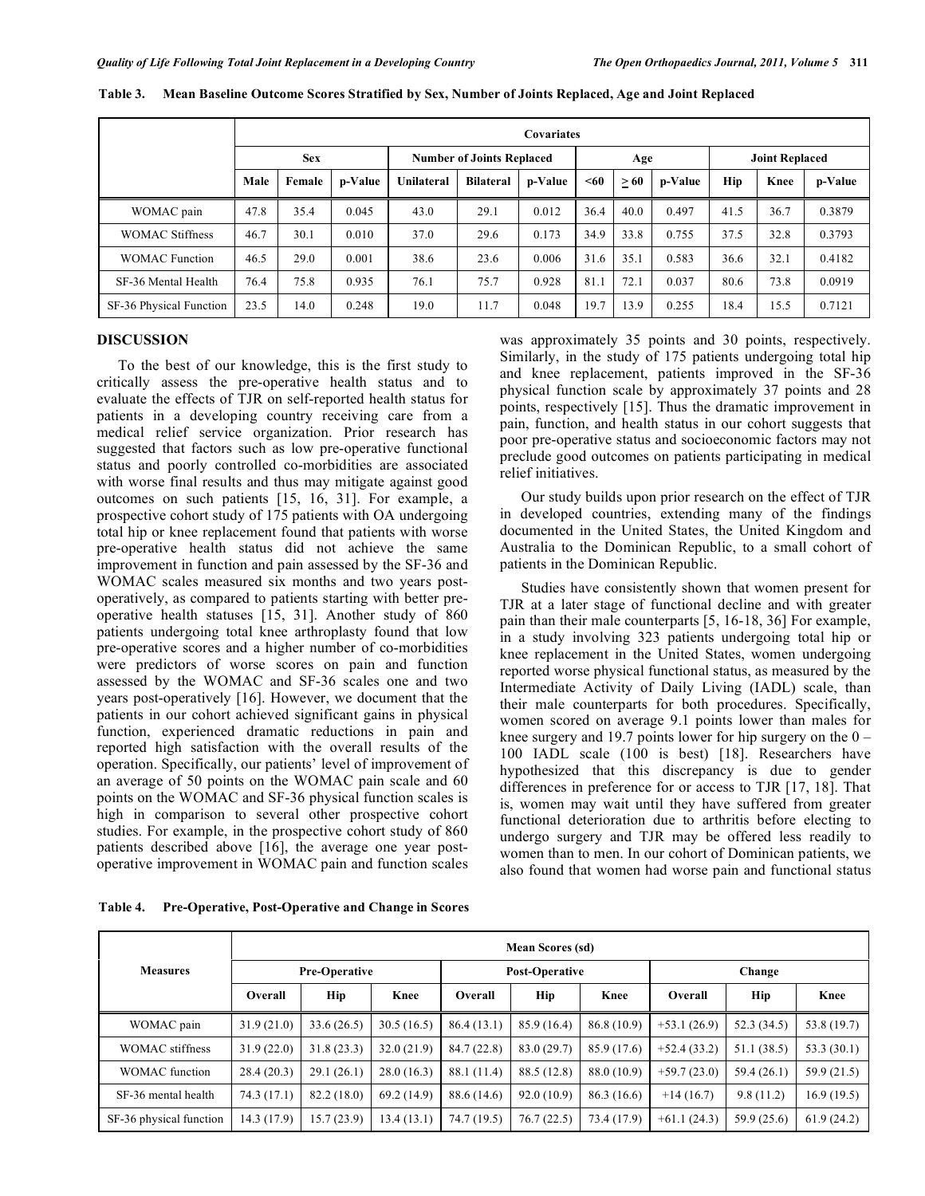**Table 3. Mean Baseline Outcome Scores Stratified by Sex, Number of Joints Replaced, Age and Joint Replaced**

| | Covariates | | | | | | | | | | | |
|---|---|---|---|---|---|---|---|---|---|---|---|---|
| | Sex | | | Number of Joints Replaced | | | Age | | | Joint Replaced | | |
| | Male | Female | p-Value | Unilateral | Bilateral | p-Value | <60 | ≥ 60 | p-Value | Hip | Knee | p-Value |
| WOMAC pain | 47.8 | 35.4 | 0.045 | 43.0 | 29.1 | 0.012 | 36.4 | 40.0 | 0.497 | 41.5 | 36.7 | 0.3879 |
| WOMAC Stiffness | 46.7 | 30.1 | 0.010 | 37.0 | 29.6 | 0.173 | 34.9 | 33.8 | 0.755 | 37.5 | 32.8 | 0.3793 |
| WOMAC Function | 46.5 | 29.0 | 0.001 | 38.6 | 23.6 | 0.006 | 31.6 | 35.1 | 0.583 | 36.6 | 32.1 | 0.4182 |
| SF-36 Mental Health | 76.4 | 75.8 | 0.935 | 76.1 | 75.7 | 0.928 | 81.1 | 72.1 | 0.037 | 80.6 | 73.8 | 0.0919 |
| SF-36 Physical Function | 23.5 | 14.0 | 0.248 | 19.0 | 11.7 | 0.048 | 19.7 | 13.9 | 0.255 | 18.4 | 15.5 | 0.7121 |

## DISCUSSION

To the best of our knowledge, this is the first study to critically assess the pre-operative health status and to evaluate the effects of TJR on self-reported health status for patients in a developing country receiving care from a medical relief service organization. Prior research has suggested that factors such as low pre-operative functional status and poorly controlled co-morbidities are associated with worse final results and thus may mitigate against good outcomes on such patients [15, 16, 31]. For example, a prospective cohort study of 175 patients with OA undergoing total hip or knee replacement found that patients with worse pre-operative health status did not achieve the same improvement in function and pain assessed by the SF-36 and WOMAC scales measured six months and two years post-operatively, as compared to patients starting with better pre-operative health statuses [15, 31]. Another study of 860 patients undergoing total knee arthroplasty found that low pre-operative scores and a higher number of co-morbidities were predictors of worse scores on pain and function assessed by the WOMAC and SF-36 scales one and two years post-operatively [16]. However, we document that the patients in our cohort achieved significant gains in physical function, experienced dramatic reductions in pain and reported high satisfaction with the overall results of the operation. Specifically, our patients' level of improvement of an average of 50 points on the WOMAC pain scale and 60 points on the WOMAC and SF-36 physical function scales is high in comparison to several other prospective cohort studies. For example, in the prospective cohort study of 860 patients described above [16], the average one year post-operative improvement in WOMAC pain and function scales was approximately 35 points and 30 points, respectively. Similarly, in the study of 175 patients undergoing total hip and knee replacement, patients improved in the SF-36 physical function scale by approximately 37 points and 28 points, respectively [15]. Thus the dramatic improvement in pain, function, and health status in our cohort suggests that poor pre-operative status and socioeconomic factors may not preclude good outcomes on patients participating in medical relief initiatives.

Our study builds upon prior research on the effect of TJR in developed countries, extending many of the findings documented in the United States, the United Kingdom and Australia to the Dominican Republic, to a small cohort of patients in the Dominican Republic.

Studies have consistently shown that women present for TJR at a later stage of functional decline and with greater pain than their male counterparts [5, 16-18, 36] For example, in a study involving 323 patients undergoing total hip or knee replacement in the United States, women undergoing reported worse physical functional status, as measured by the Intermediate Activity of Daily Living (IADL) scale, than their male counterparts for both procedures. Specifically, women scored on average 9.1 points lower than males for knee surgery and 19.7 points lower for hip surgery on the 0 – 100 IADL scale (100 is best) [18]. Researchers have hypothesized that this discrepancy is due to gender differences in preference for or access to TJR [17, 18]. That is, women may wait until they have suffered from greater functional deterioration due to arthritis before electing to undergo surgery and TJR may be offered less readily to women than to men. In our cohort of Dominican patients, we also found that women had worse pain and functional status

**Table 4. Pre-Operative, Post-Operative and Change in Scores**

| Measures | Mean Scores (sd) | | | | | | | | |
|---|---|---|---|---|---|---|---|---|---|
| | Pre-Operative | | | Post-Operative | | | Change | | |
| | Overall | Hip | Knee | Overall | Hip | Knee | Overall | Hip | Knee |
| WOMAC pain | 31.9 (21.0) | 33.6 (26.5) | 30.5 (16.5) | 86.4 (13.1) | 85.9 (16.4) | 86.8 (10.9) | +53.1 (26.9) | 52.3 (34.5) | 53.8 (19.7) |
| WOMAC stiffness | 31.9 (22.0) | 31.8 (23.3) | 32.0 (21.9) | 84.7 (22.8) | 83.0 (29.7) | 85.9 (17.6) | +52.4 (33.2) | 51.1 (38.5) | 53.3 (30.1) |
| WOMAC function | 28.4 (20.3) | 29.1 (26.1) | 28.0 (16.3) | 88.1 (11.4) | 88.5 (12.8) | 88.0 (10.9) | +59.7 (23.0) | 59.4 (26.1) | 59.9 (21.5) |
| SF-36 mental health | 74.3 (17.1) | 82.2 (18.0) | 69.2 (14.9) | 88.6 (14.6) | 92.0 (10.9) | 86.3 (16.6) | +14 (16.7) | 9.8 (11.2) | 16.9 (19.5) |
| SF-36 physical function | 14.3 (17.9) | 15.7 (23.9) | 13.4 (13.1) | 74.7 (19.5) | 76.7 (22.5) | 73.4 (17.9) | +61.1 (24.3) | 59.9 (25.6) | 61.9 (24.2) |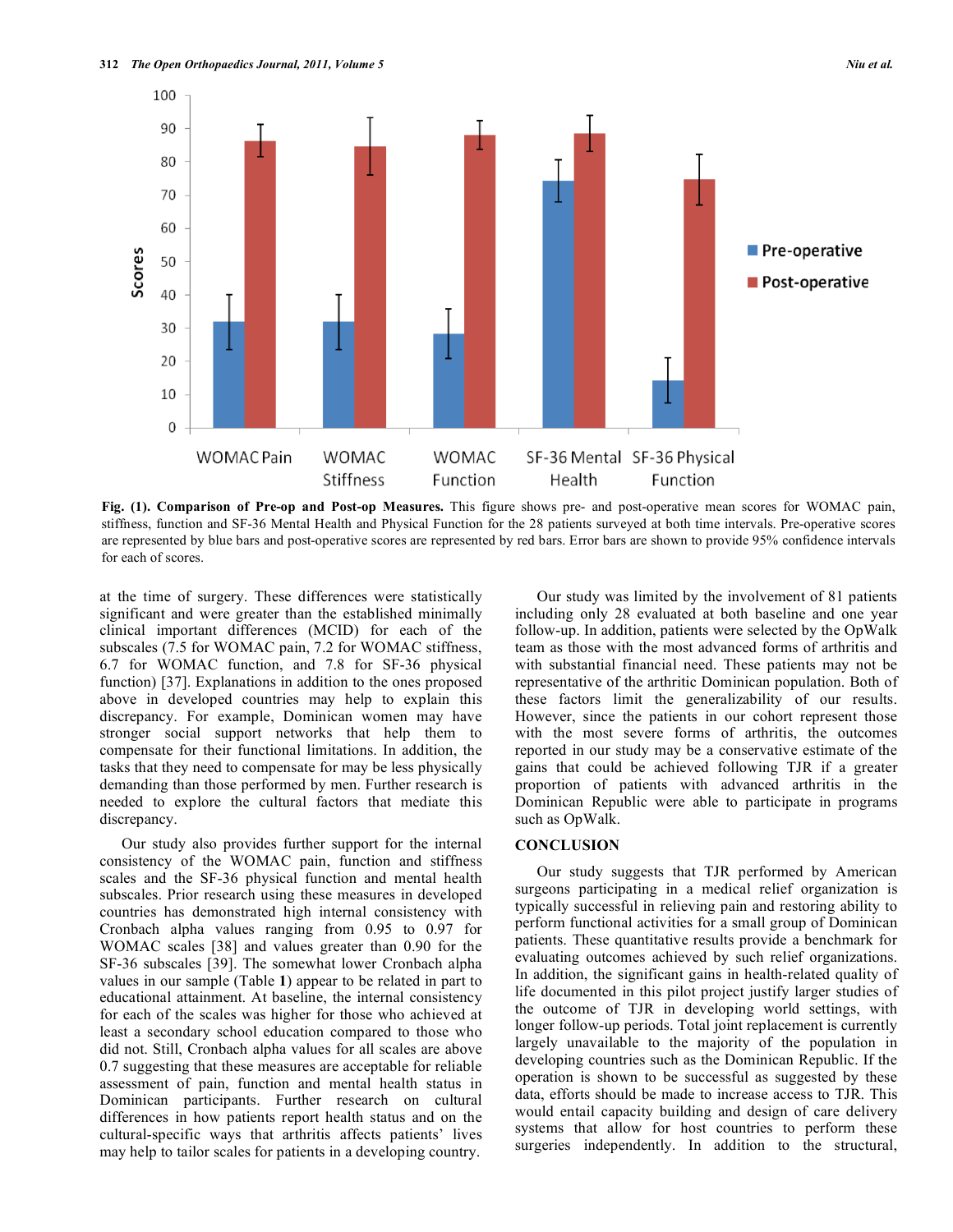**Fig. (1). Comparison of Pre-op and Post-op Measures.** This figure shows pre- and post-operative mean scores for WOMAC pain, stiffness, function and SF-36 Mental Health and Physical Function for the 28 patients surveyed at both time intervals. Pre-operative scores are represented by blue bars and post-operative scores are represented by red bars. Error bars are shown to provide 95% confidence intervals for each of scores.

at the time of surgery. These differences were statistically significant and were greater than the established minimally clinical important differences (MCID) for each of the subscales (7.5 for WOMAC pain, 7.2 for WOMAC stiffness, 6.7 for WOMAC function, and 7.8 for SF-36 physical function) [37]. Explanations in addition to the ones proposed above in developed countries may help to explain this discrepancy. For example, Dominican women may have stronger social support networks that help them to compensate for their functional limitations. In addition, the tasks that they need to compensate for may be less physically demanding than those performed by men. Further research is needed to explore the cultural factors that mediate this discrepancy.

Our study also provides further support for the internal consistency of the WOMAC pain, function and stiffness scales and the SF-36 physical function and mental health subscales. Prior research using these measures in developed countries has demonstrated high internal consistency with Cronbach alpha values ranging from 0.95 to 0.97 for WOMAC scales [38] and values greater than 0.90 for the SF-36 subscales [39]. The somewhat lower Cronbach alpha values in our sample (Table **1**) appear to be related in part to educational attainment. At baseline, the internal consistency for each of the scales was higher for those who achieved at least a secondary school education compared to those who did not. Still, Cronbach alpha values for all scales are above 0.7 suggesting that these measures are acceptable for reliable assessment of pain, function and mental health status in Dominican participants. Further research on cultural differences in how patients report health status and on the cultural-specific ways that arthritis affects patients' lives may help to tailor scales for patients in a developing country.

Our study was limited by the involvement of 81 patients including only 28 evaluated at both baseline and one year follow-up. In addition, patients were selected by the OpWalk team as those with the most advanced forms of arthritis and with substantial financial need. These patients may not be representative of the arthritic Dominican population. Both of these factors limit the generalizability of our results. However, since the patients in our cohort represent those with the most severe forms of arthritis, the outcomes reported in our study may be a conservative estimate of the gains that could be achieved following TJR if a greater proportion of patients with advanced arthritis in the Dominican Republic were able to participate in programs such as OpWalk.

## CONCLUSION

Our study suggests that TJR performed by American surgeons participating in a medical relief organization is typically successful in relieving pain and restoring ability to perform functional activities for a small group of Dominican patients. These quantitative results provide a benchmark for evaluating outcomes achieved by such relief organizations. In addition, the significant gains in health-related quality of life documented in this pilot project justify larger studies of the outcome of TJR in developing world settings, with longer follow-up periods. Total joint replacement is currently largely unavailable to the majority of the population in developing countries such as the Dominican Republic. If the operation is shown to be successful as suggested by these data, efforts should be made to increase access to TJR. This would entail capacity building and design of care delivery systems that allow for host countries to perform these surgeries independently. In addition to the structural,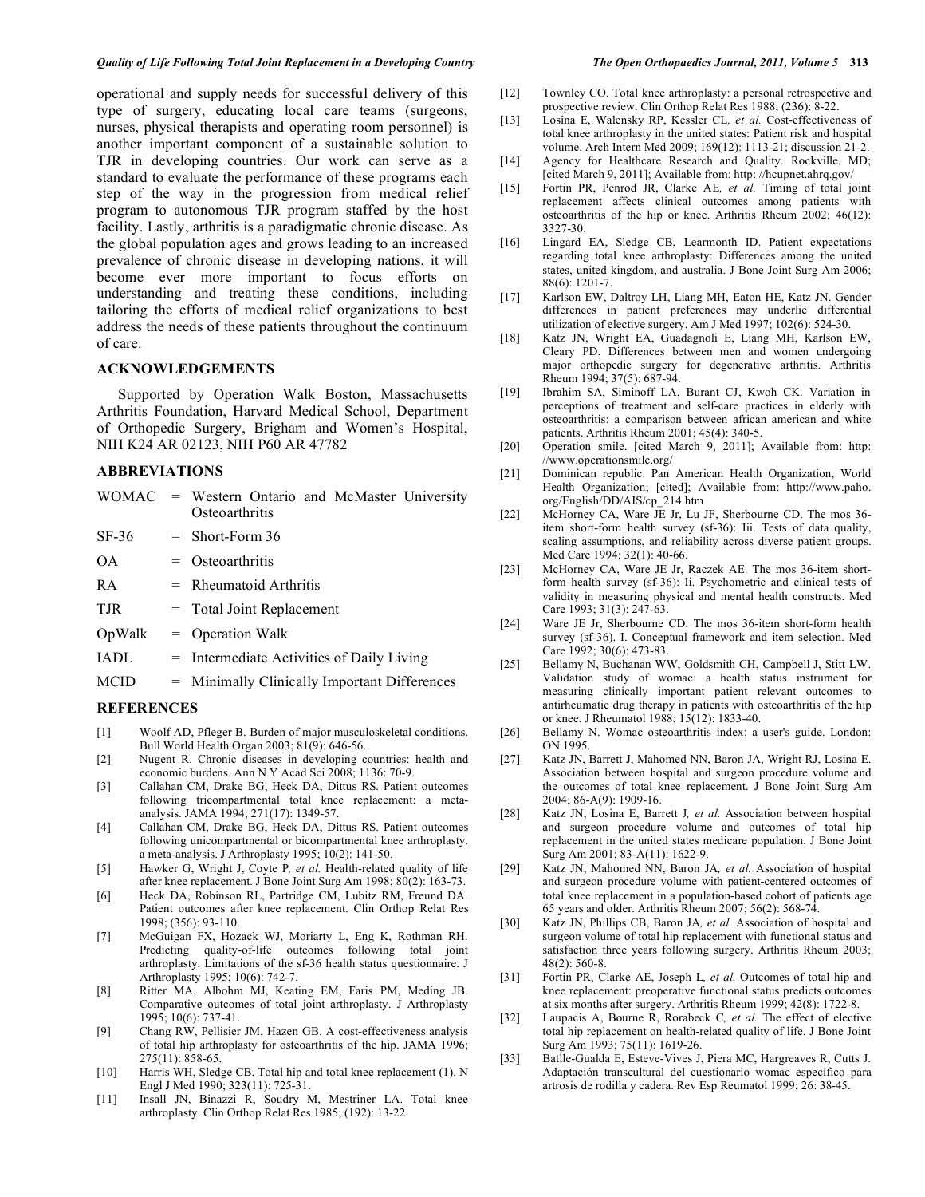operational and supply needs for successful delivery of this type of surgery, educating local care teams (surgeons, nurses, physical therapists and operating room personnel) is another important component of a sustainable solution to TJR in developing countries. Our work can serve as a standard to evaluate the performance of these programs each step of the way in the progression from medical relief program to autonomous TJR program staffed by the host facility. Lastly, arthritis is a paradigmatic chronic disease. As the global population ages and grows leading to an increased prevalence of chronic disease in developing nations, it will become ever more important to focus efforts on understanding and treating these conditions, including tailoring the efforts of medical relief organizations to best address the needs of these patients throughout the continuum of care.

## ACKNOWLEDGEMENTS

Supported by Operation Walk Boston, Massachusetts Arthritis Foundation, Harvard Medical School, Department of Orthopedic Surgery, Brigham and Women's Hospital, NIH K24 AR 02123, NIH P60 AR 47782

## ABBREVIATIONS

WOMAC = Western Ontario and McMaster University Osteoarthritis

SF-36 = Short-Form 36

OA = Osteoarthritis

RA = Rheumatoid Arthritis

TJR = Total Joint Replacement

OpWalk = Operation Walk

IADL = Intermediate Activities of Daily Living

MCID = Minimally Clinically Important Differences

## REFERENCES

[1] Woolf AD, Pfleger B. Burden of major musculoskeletal conditions. Bull World Health Organ 2003; 81(9): 646-56.

[2] Nugent R. Chronic diseases in developing countries: health and economic burdens. Ann N Y Acad Sci 2008; 1136: 70-9.

[3] Callahan CM, Drake BG, Heck DA, Dittus RS. Patient outcomes following tricompartmental total knee replacement: a meta-analysis. JAMA 1994; 271(17): 1349-57.

[4] Callahan CM, Drake BG, Heck DA, Dittus RS. Patient outcomes following unicompartmental or bicompartmental knee arthroplasty. a meta-analysis. J Arthroplasty 1995; 10(2): 141-50.

[5] Hawker G, Wright J, Coyte P, *et al.* Health-related quality of life after knee replacement. J Bone Joint Surg Am 1998; 80(2): 163-73.

[6] Heck DA, Robinson RL, Partridge CM, Lubitz RM, Freund DA. Patient outcomes after knee replacement. Clin Orthop Relat Res 1998; (356): 93-110.

[7] McGuigan FX, Hozack WJ, Moriarty L, Eng K, Rothman RH. Predicting quality-of-life outcomes following total joint arthroplasty. Limitations of the sf-36 health status questionnaire. J Arthroplasty 1995; 10(6): 742-7.

[8] Ritter MA, Albohm MJ, Keating EM, Faris PM, Meding JB. Comparative outcomes of total joint arthroplasty. J Arthroplasty 1995; 10(6): 737-41.

[9] Chang RW, Pellisier JM, Hazen GB. A cost-effectiveness analysis of total hip arthroplasty for osteoarthritis of the hip. JAMA 1996; 275(11): 858-65.

[10] Harris WH, Sledge CB. Total hip and total knee replacement (1). N Engl J Med 1990; 323(11): 725-31.

[11] Insall JN, Binazzi R, Soudry M, Mestriner LA. Total knee arthroplasty. Clin Orthop Relat Res 1985; (192): 13-22.

[12] Townley CO. Total knee arthroplasty: a personal retrospective and prospective review. Clin Orthop Relat Res 1988; (236): 8-22.

[13] Losina E, Walensky RP, Kessler CL, *et al.* Cost-effectiveness of total knee arthroplasty in the united states: Patient risk and hospital volume. Arch Intern Med 2009; 169(12): 1113-21; discussion 21-2.

[14] Agency for Healthcare Research and Quality. Rockville, MD; [cited March 9, 2011]; Available from: http: //hcupnet.ahrq.gov/

[15] Fortin PR, Penrod JR, Clarke AE, *et al.* Timing of total joint replacement affects clinical outcomes among patients with osteoarthritis of the hip or knee. Arthritis Rheum 2002; 46(12): 3327-30.

[16] Lingard EA, Sledge CB, Learmonth ID. Patient expectations regarding total knee arthroplasty: Differences among the united states, united kingdom, and australia. J Bone Joint Surg Am 2006; 88(6): 1201-7.

[17] Karlson EW, Daltroy LH, Liang MH, Eaton HE, Katz JN. Gender differences in patient preferences may underlie differential utilization of elective surgery. Am J Med 1997; 102(6): 524-30.

[18] Katz JN, Wright EA, Guadagnoli E, Liang MH, Karlson EW, Cleary PD. Differences between men and women undergoing major orthopedic surgery for degenerative arthritis. Arthritis Rheum 1994; 37(5): 687-94.

[19] Ibrahim SA, Siminoff LA, Burant CJ, Kwoh CK. Variation in perceptions of treatment and self-care practices in elderly with osteoarthritis: a comparison between african american and white patients. Arthritis Rheum 2001; 45(4): 340-5.

[20] Operation smile. [cited March 9, 2011]; Available from: http: //www.operationsmile.org/

[21] Dominican republic. Pan American Health Organization, World Health Organization; [cited]; Available from: http://www.paho.org/English/DD/AIS/cp_214.htm

[22] McHorney CA, Ware JE Jr, Lu JF, Sherbourne CD. The mos 36-item short-form health survey (sf-36): Iii. Tests of data quality, scaling assumptions, and reliability across diverse patient groups. Med Care 1994; 32(1): 40-66.

[23] McHorney CA, Ware JE Jr, Raczek AE. The mos 36-item short-form health survey (sf-36): Ii. Psychometric and clinical tests of validity in measuring physical and mental health constructs. Med Care 1993; 31(3): 247-63.

[24] Ware JE Jr, Sherbourne CD. The mos 36-item short-form health survey (sf-36). I. Conceptual framework and item selection. Med Care 1992; 30(6): 473-83.

[25] Bellamy N, Buchanan WW, Goldsmith CH, Campbell J, Stitt LW. Validation study of womac: a health status instrument for measuring clinically important patient relevant outcomes to antirheumatic drug therapy in patients with osteoarthritis of the hip or knee. J Rheumatol 1988; 15(12): 1833-40.

[26] Bellamy N. Womac osteoarthritis index: a user's guide. London: ON 1995.

[27] Katz JN, Barrett J, Mahomed NN, Baron JA, Wright RJ, Losina E. Association between hospital and surgeon procedure volume and the outcomes of total knee replacement. J Bone Joint Surg Am 2004; 86-A(9): 1909-16.

[28] Katz JN, Losina E, Barrett J, *et al.* Association between hospital and surgeon procedure volume and outcomes of total hip replacement in the united states medicare population. J Bone Joint Surg Am 2001; 83-A(11): 1622-9.

[29] Katz JN, Mahomed NN, Baron JA, *et al.* Association of hospital and surgeon procedure volume with patient-centered outcomes of total knee replacement in a population-based cohort of patients age 65 years and older. Arthritis Rheum 2007; 56(2): 568-74.

[30] Katz JN, Phillips CB, Baron JA, *et al.* Association of hospital and surgeon volume of total hip replacement with functional status and satisfaction three years following surgery. Arthritis Rheum 2003; 48(2): 560-8.

[31] Fortin PR, Clarke AE, Joseph L, *et al.* Outcomes of total hip and knee replacement: preoperative functional status predicts outcomes at six months after surgery. Arthritis Rheum 1999; 42(8): 1722-8.

[32] Laupacis A, Bourne R, Rorabeck C, *et al.* The effect of elective total hip replacement on health-related quality of life. J Bone Joint Surg Am 1993; 75(11): 1619-26.

[33] Batlle-Gualda E, Esteve-Vives J, Piera MC, Hargreaves R, Cutts J. Adaptación transcultural del cuestionario womac específico para artrosis de rodilla y cadera. Rev Esp Reumatol 1999; 26: 38-45.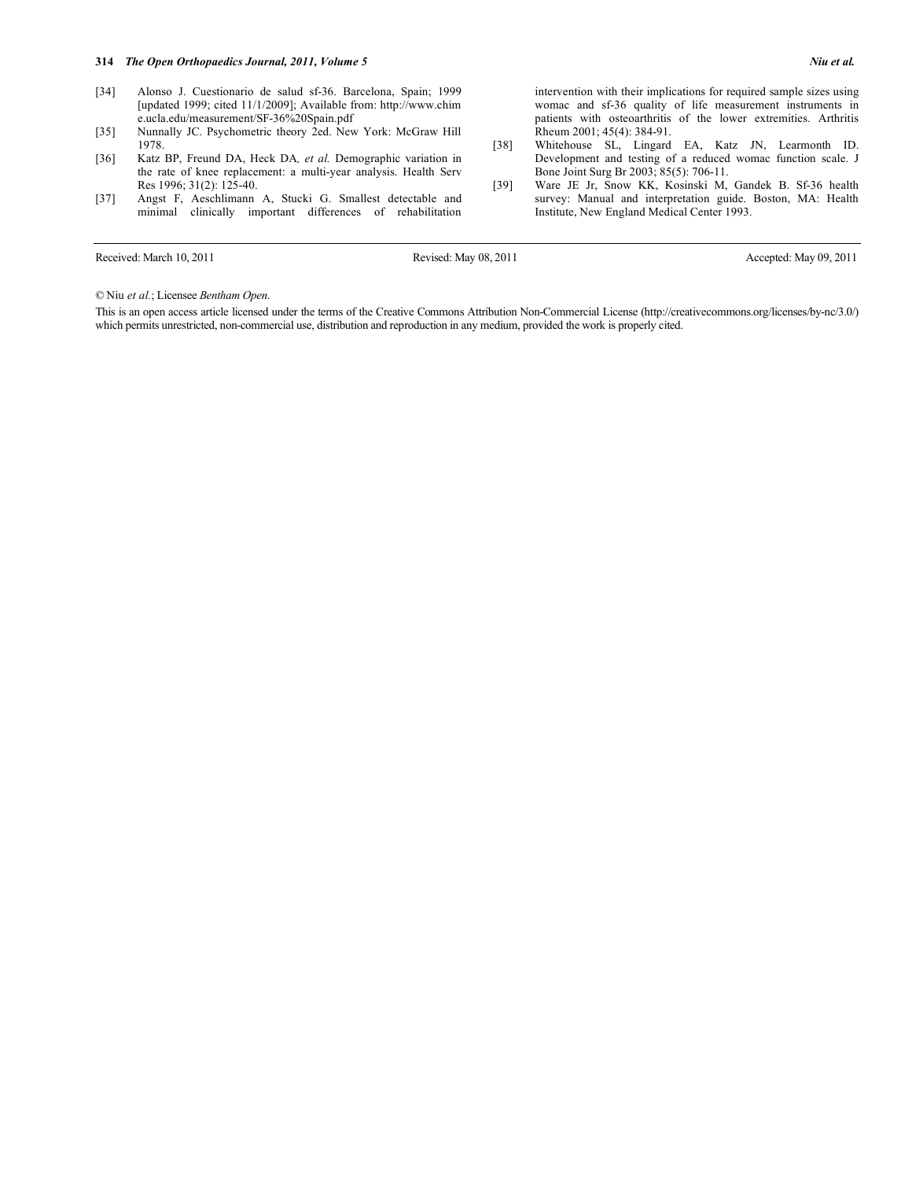[34] Alonso J. Cuestionario de salud sf-36. Barcelona, Spain; 1999 [updated 1999; cited 11/1/2009]; Available from: http://www.chime.ucla.edu/measurement/SF-36%20Spain.pdf

[35] Nunnally JC. Psychometric theory 2ed. New York: McGraw Hill 1978.

[36] Katz BP, Freund DA, Heck DA, *et al.* Demographic variation in the rate of knee replacement: a multi-year analysis. Health Serv Res 1996; 31(2): 125-40.

[37] Angst F, Aeschlimann A, Stucki G. Smallest detectable and minimal clinically important differences of rehabilitation intervention with their implications for required sample sizes using womac and sf-36 quality of life measurement instruments in patients with osteoarthritis of the lower extremities. Arthritis Rheum 2001; 45(4): 384-91.

[38] Whitehouse SL, Lingard EA, Katz JN, Learmonth ID. Development and testing of a reduced womac function scale. J Bone Joint Surg Br 2003; 85(5): 706-11.

[39] Ware JE Jr, Snow KK, Kosinski M, Gandek B. Sf-36 health survey: Manual and interpretation guide. Boston, MA: Health Institute, New England Medical Center 1993.

Received: March 10, 2011 Revised: May 08, 2011 Accepted: May 09, 2011

© Niu *et al.*; Licensee *Bentham Open*.

This is an open access article licensed under the terms of the Creative Commons Attribution Non-Commercial License (http://creativecommons.org/licenses/by-nc/3.0/) which permits unrestricted, non-commercial use, distribution and reproduction in any medium, provided the work is properly cited.